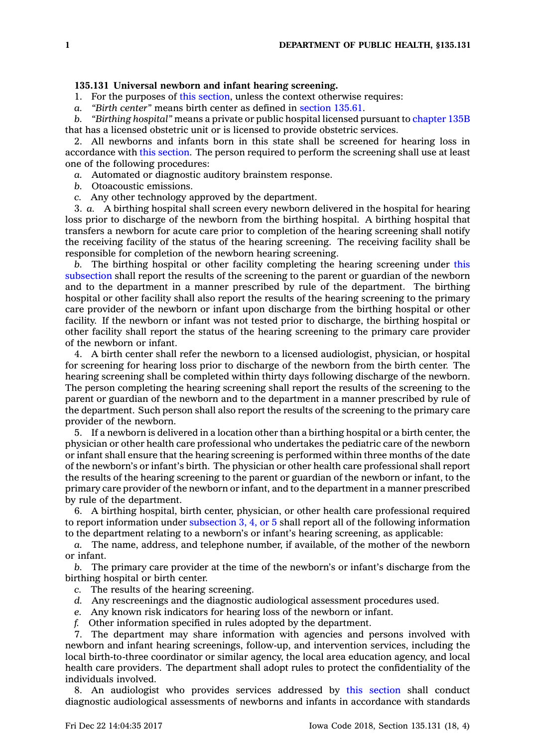**135.131 Universal newborn and infant hearing screening.**

1. For the purposes of this section, unless the context otherwise requires:

*a.* *"Birth center"* means birth center as defined in section 135.61.

*b.* *"Birthing hospital"* means a private or public hospital licensed pursuant to chapter 135B that has a licensed obstetric unit or is licensed to provide obstetric services.

2. All newborns and infants born in this state shall be screened for hearing loss in accordance with this section. The person required to perform the screening shall use at least one of the following procedures:

*a.* Automated or diagnostic auditory brainstem response.

*b.* Otoacoustic emissions.

*c.* Any other technology approved by the department.

3. *a.* A birthing hospital shall screen every newborn delivered in the hospital for hearing loss prior to discharge of the newborn from the birthing hospital. A birthing hospital that transfers a newborn for acute care prior to completion of the hearing screening shall notify the receiving facility of the status of the hearing screening. The receiving facility shall be responsible for completion of the newborn hearing screening.

*b.* The birthing hospital or other facility completing the hearing screening under this subsection shall report the results of the screening to the parent or guardian of the newborn and to the department in a manner prescribed by rule of the department. The birthing hospital or other facility shall also report the results of the hearing screening to the primary care provider of the newborn or infant upon discharge from the birthing hospital or other facility. If the newborn or infant was not tested prior to discharge, the birthing hospital or other facility shall report the status of the hearing screening to the primary care provider of the newborn or infant.

4. A birth center shall refer the newborn to a licensed audiologist, physician, or hospital for screening for hearing loss prior to discharge of the newborn from the birth center. The hearing screening shall be completed within thirty days following discharge of the newborn. The person completing the hearing screening shall report the results of the screening to the parent or guardian of the newborn and to the department in a manner prescribed by rule of the department. Such person shall also report the results of the screening to the primary care provider of the newborn.

5. If a newborn is delivered in a location other than a birthing hospital or a birth center, the physician or other health care professional who undertakes the pediatric care of the newborn or infant shall ensure that the hearing screening is performed within three months of the date of the newborn's or infant's birth. The physician or other health care professional shall report the results of the hearing screening to the parent or guardian of the newborn or infant, to the primary care provider of the newborn or infant, and to the department in a manner prescribed by rule of the department.

6. A birthing hospital, birth center, physician, or other health care professional required to report information under subsection 3, 4, or 5 shall report all of the following information to the department relating to a newborn's or infant's hearing screening, as applicable:

*a.* The name, address, and telephone number, if available, of the mother of the newborn or infant.

*b.* The primary care provider at the time of the newborn's or infant's discharge from the birthing hospital or birth center.

*c.* The results of the hearing screening.

*d.* Any rescreenings and the diagnostic audiological assessment procedures used.

*e.* Any known risk indicators for hearing loss of the newborn or infant.

*f.* Other information specified in rules adopted by the department.

7. The department may share information with agencies and persons involved with newborn and infant hearing screenings, follow-up, and intervention services, including the local birth-to-three coordinator or similar agency, the local area education agency, and local health care providers. The department shall adopt rules to protect the confidentiality of the individuals involved.

8. An audiologist who provides services addressed by this section shall conduct diagnostic audiological assessments of newborns and infants in accordance with standards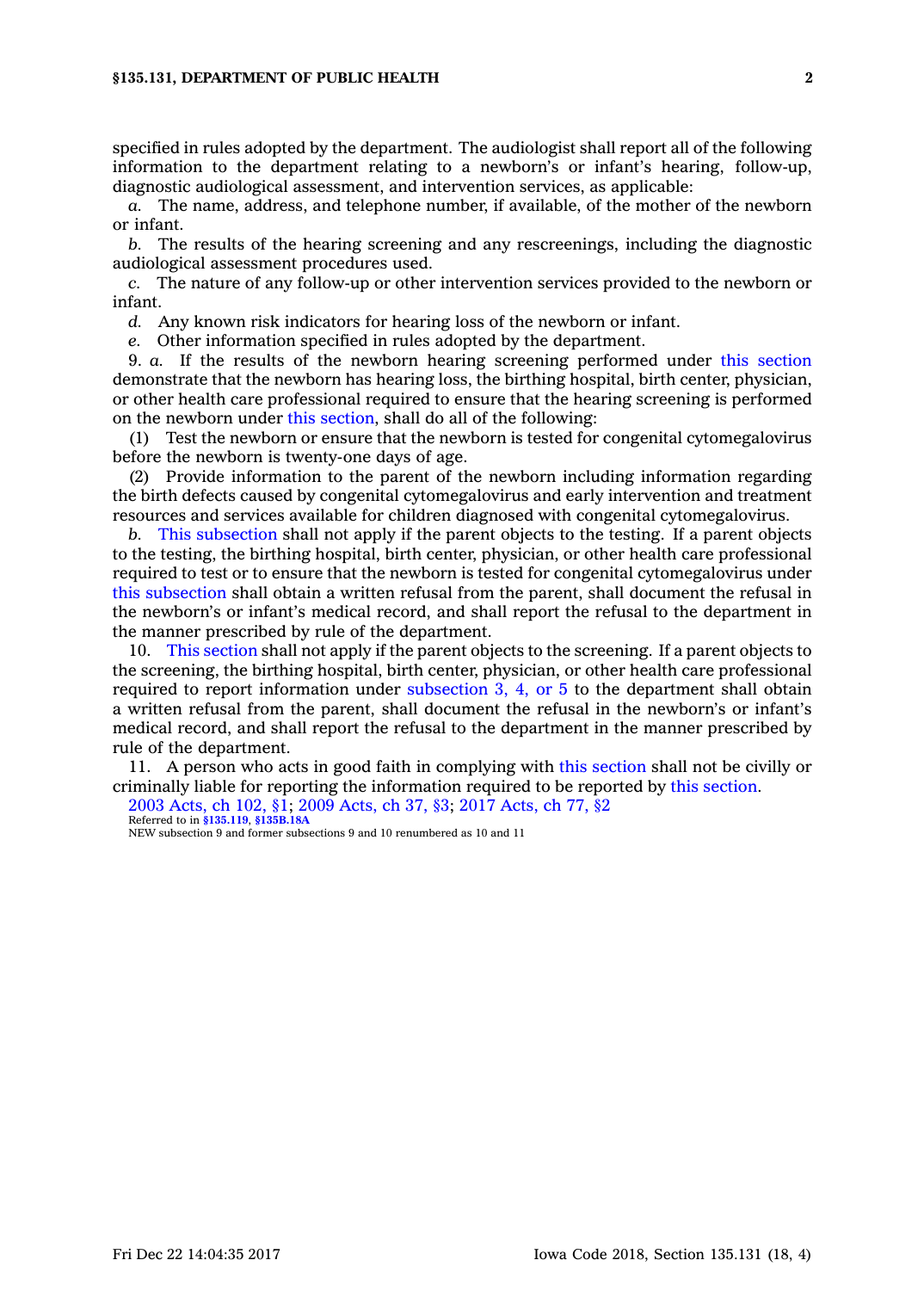specified in rules adopted by the department. The audiologist shall report all of the following information to the department relating to a newborn's or infant's hearing, follow-up, diagnostic audiological assessment, and intervention services, as applicable:

*a.* The name, address, and telephone number, if available, of the mother of the newborn or infant.

*b.* The results of the hearing screening and any rescreenings, including the diagnostic audiological assessment procedures used.

*c.* The nature of any follow-up or other intervention services provided to the newborn or infant.

*d.* Any known risk indicators for hearing loss of the newborn or infant.

*e.* Other information specified in rules adopted by the department.

9. *a.* If the results of the newborn hearing screening performed under this section demonstrate that the newborn has hearing loss, the birthing hospital, birth center, physician, or other health care professional required to ensure that the hearing screening is performed on the newborn under this section, shall do all of the following:

(1) Test the newborn or ensure that the newborn is tested for congenital cytomegalovirus before the newborn is twenty-one days of age.

(2) Provide information to the parent of the newborn including information regarding the birth defects caused by congenital cytomegalovirus and early intervention and treatment resources and services available for children diagnosed with congenital cytomegalovirus.

*b.* This subsection shall not apply if the parent objects to the testing. If a parent objects to the testing, the birthing hospital, birth center, physician, or other health care professional required to test or to ensure that the newborn is tested for congenital cytomegalovirus under this subsection shall obtain a written refusal from the parent, shall document the refusal in the newborn's or infant's medical record, and shall report the refusal to the department in the manner prescribed by rule of the department.

10. This section shall not apply if the parent objects to the screening. If a parent objects to the screening, the birthing hospital, birth center, physician, or other health care professional required to report information under subsection 3, 4, or 5 to the department shall obtain a written refusal from the parent, shall document the refusal in the newborn's or infant's medical record, and shall report the refusal to the department in the manner prescribed by rule of the department.

11. A person who acts in good faith in complying with this section shall not be civilly or criminally liable for reporting the information required to be reported by this section.

2003 Acts, ch 102, §1; 2009 Acts, ch 37, §3; 2017 Acts, ch 77, §2

Referred to in **§135.119**, **§135B.18A**

NEW subsection 9 and former subsections 9 and 10 renumbered as 10 and 11